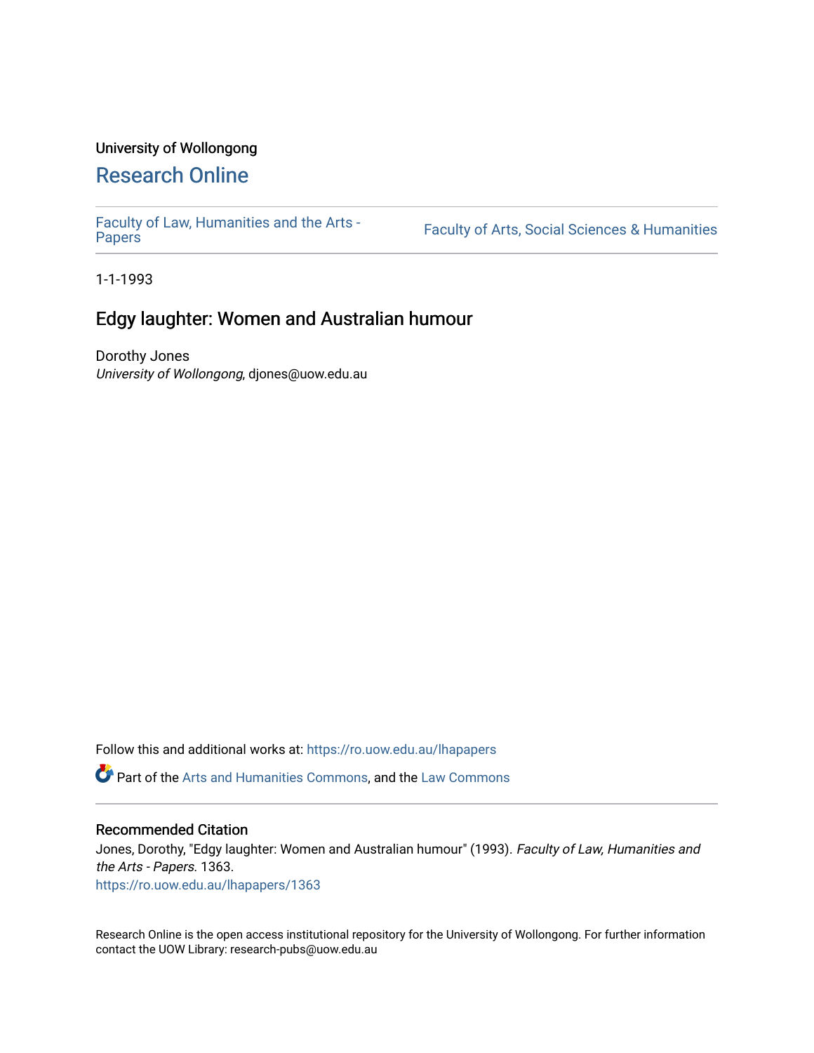University of Wollongong

# Research Online

Faculty of Law, Humanities and the Arts - Papers

Faculty of Arts, Social Sciences & Humanities

1-1-1993

## Edgy laughter: Women and Australian humour

Dorothy Jones
*University of Wollongong*, djones@uow.edu.au

Follow this and additional works at: https://ro.uow.edu.au/lhapapers

Part of the Arts and Humanities Commons, and the Law Commons

### Recommended Citation

Jones, Dorothy, "Edgy laughter: Women and Australian humour" (1993). *Faculty of Law, Humanities and the Arts - Papers*. 1363.
https://ro.uow.edu.au/lhapapers/1363

Research Online is the open access institutional repository for the University of Wollongong. For further information contact the UOW Library: research-pubs@uow.edu.au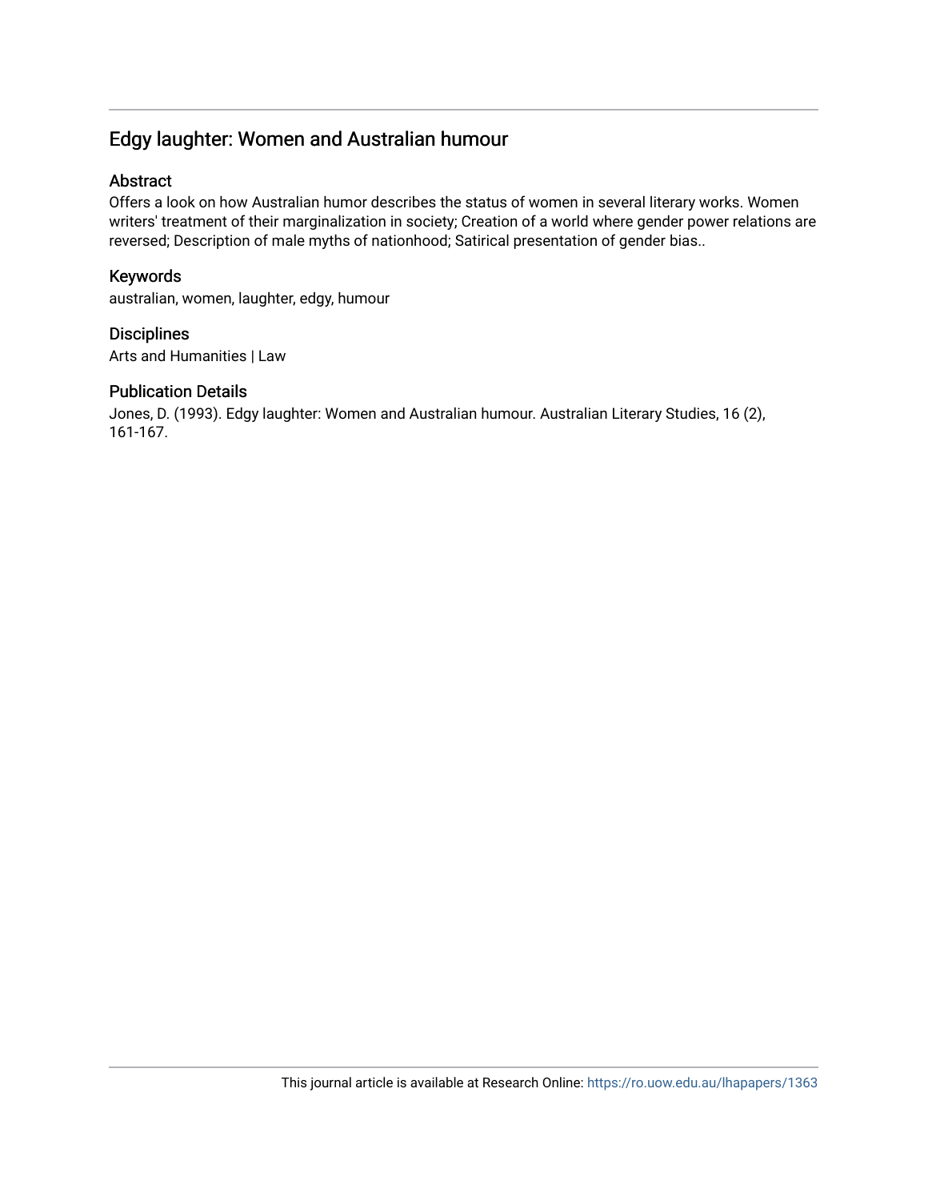## Edgy laughter: Women and Australian humour

### Abstract

Offers a look on how Australian humor describes the status of women in several literary works. Women writers' treatment of their marginalization in society; Creation of a world where gender power relations are reversed; Description of male myths of nationhood; Satirical presentation of gender bias..

### Keywords

australian, women, laughter, edgy, humour

### Disciplines

Arts and Humanities | Law

### Publication Details

Jones, D. (1993). Edgy laughter: Women and Australian humour. Australian Literary Studies, 16 (2), 161-167.

This journal article is available at Research Online: https://ro.uow.edu.au/lhapapers/1363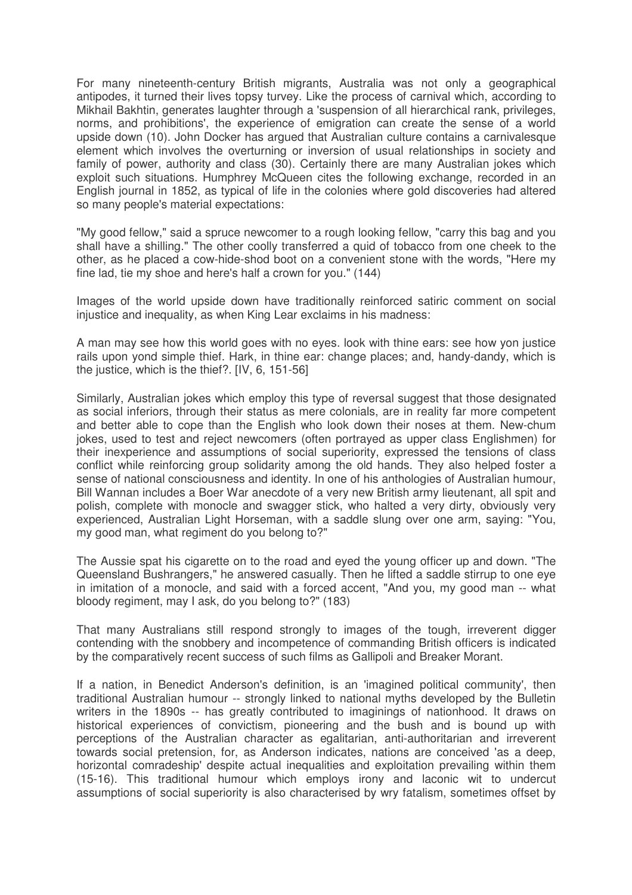For many nineteenth-century British migrants, Australia was not only a geographical antipodes, it turned their lives topsy turvey. Like the process of carnival which, according to Mikhail Bakhtin, generates laughter through a 'suspension of all hierarchical rank, privileges, norms, and prohibitions', the experience of emigration can create the sense of a world upside down (10). John Docker has argued that Australian culture contains a carnivalesque element which involves the overturning or inversion of usual relationships in society and family of power, authority and class (30). Certainly there are many Australian jokes which exploit such situations. Humphrey McQueen cites the following exchange, recorded in an English journal in 1852, as typical of life in the colonies where gold discoveries had altered so many people's material expectations:

"My good fellow," said a spruce newcomer to a rough looking fellow, "carry this bag and you shall have a shilling." The other coolly transferred a quid of tobacco from one cheek to the other, as he placed a cow-hide-shod boot on a convenient stone with the words, "Here my fine lad, tie my shoe and here's half a crown for you." (144)

Images of the world upside down have traditionally reinforced satiric comment on social injustice and inequality, as when King Lear exclaims in his madness:

A man may see how this world goes with no eyes. look with thine ears: see how yon justice rails upon yond simple thief. Hark, in thine ear: change places; and, handy-dandy, which is the justice, which is the thief?. [IV, 6, 151-56]

Similarly, Australian jokes which employ this type of reversal suggest that those designated as social inferiors, through their status as mere colonials, are in reality far more competent and better able to cope than the English who look down their noses at them. New-chum jokes, used to test and reject newcomers (often portrayed as upper class Englishmen) for their inexperience and assumptions of social superiority, expressed the tensions of class conflict while reinforcing group solidarity among the old hands. They also helped foster a sense of national consciousness and identity. In one of his anthologies of Australian humour, Bill Wannan includes a Boer War anecdote of a very new British army lieutenant, all spit and polish, complete with monocle and swagger stick, who halted a very dirty, obviously very experienced, Australian Light Horseman, with a saddle slung over one arm, saying: "You, my good man, what regiment do you belong to?"

The Aussie spat his cigarette on to the road and eyed the young officer up and down. "The Queensland Bushrangers," he answered casually. Then he lifted a saddle stirrup to one eye in imitation of a monocle, and said with a forced accent, "And you, my good man -- what bloody regiment, may I ask, do you belong to?" (183)

That many Australians still respond strongly to images of the tough, irreverent digger contending with the snobbery and incompetence of commanding British officers is indicated by the comparatively recent success of such films as Gallipoli and Breaker Morant.

If a nation, in Benedict Anderson's definition, is an 'imagined political community', then traditional Australian humour -- strongly linked to national myths developed by the Bulletin writers in the 1890s -- has greatly contributed to imaginings of nationhood. It draws on historical experiences of convictism, pioneering and the bush and is bound up with perceptions of the Australian character as egalitarian, anti-authoritarian and irreverent towards social pretension, for, as Anderson indicates, nations are conceived 'as a deep, horizontal comradeship' despite actual inequalities and exploitation prevailing within them (15-16). This traditional humour which employs irony and laconic wit to undercut assumptions of social superiority is also characterised by wry fatalism, sometimes offset by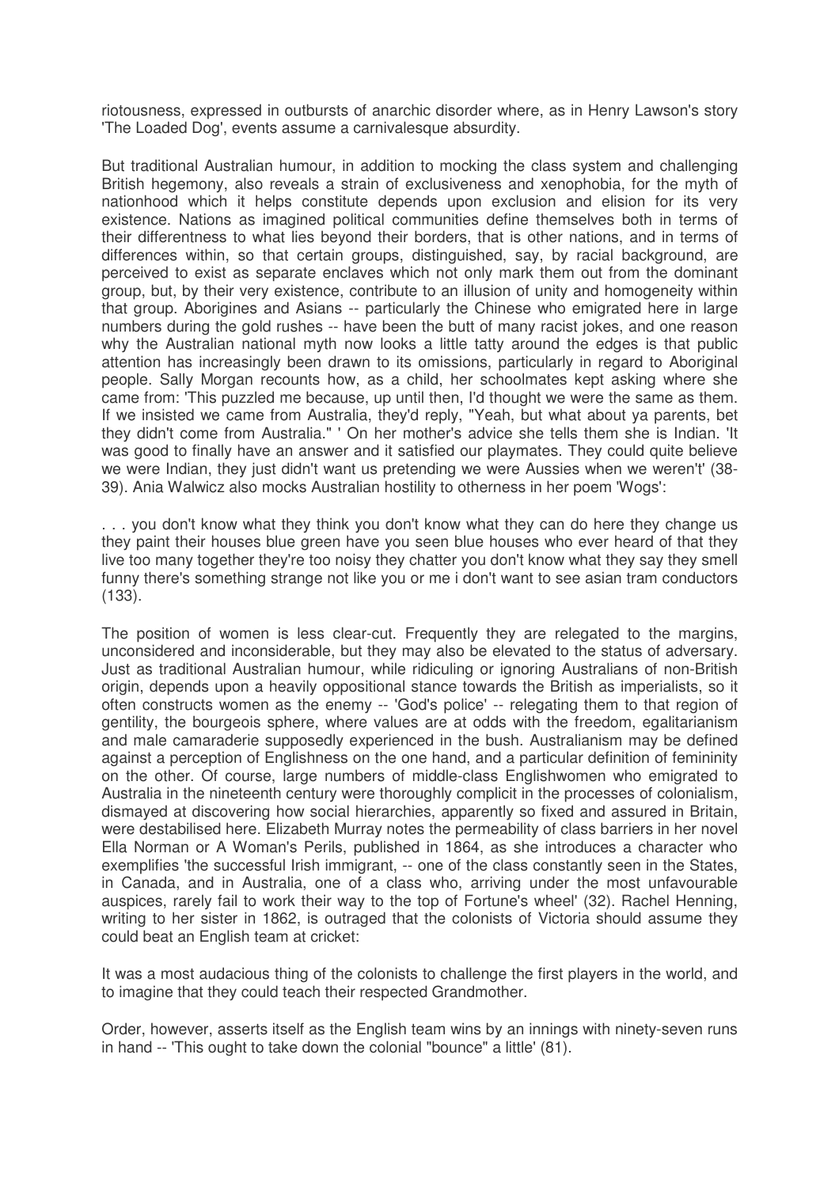riotousness, expressed in outbursts of anarchic disorder where, as in Henry Lawson's story 'The Loaded Dog', events assume a carnivalesque absurdity.

But traditional Australian humour, in addition to mocking the class system and challenging British hegemony, also reveals a strain of exclusiveness and xenophobia, for the myth of nationhood which it helps constitute depends upon exclusion and elision for its very existence. Nations as imagined political communities define themselves both in terms of their differentness to what lies beyond their borders, that is other nations, and in terms of differences within, so that certain groups, distinguished, say, by racial background, are perceived to exist as separate enclaves which not only mark them out from the dominant group, but, by their very existence, contribute to an illusion of unity and homogeneity within that group. Aborigines and Asians -- particularly the Chinese who emigrated here in large numbers during the gold rushes -- have been the butt of many racist jokes, and one reason why the Australian national myth now looks a little tatty around the edges is that public attention has increasingly been drawn to its omissions, particularly in regard to Aboriginal people. Sally Morgan recounts how, as a child, her schoolmates kept asking where she came from: 'This puzzled me because, up until then, I'd thought we were the same as them. If we insisted we came from Australia, they'd reply, "Yeah, but what about ya parents, bet they didn't come from Australia." ' On her mother's advice she tells them she is Indian. 'It was good to finally have an answer and it satisfied our playmates. They could quite believe we were Indian, they just didn't want us pretending we were Aussies when we weren't' (38-39). Ania Walwicz also mocks Australian hostility to otherness in her poem 'Wogs':

. . . you don't know what they think you don't know what they can do here they change us they paint their houses blue green have you seen blue houses who ever heard of that they live too many together they're too noisy they chatter you don't know what they say they smell funny there's something strange not like you or me i don't want to see asian tram conductors (133).

The position of women is less clear-cut. Frequently they are relegated to the margins, unconsidered and inconsiderable, but they may also be elevated to the status of adversary. Just as traditional Australian humour, while ridiculing or ignoring Australians of non-British origin, depends upon a heavily oppositional stance towards the British as imperialists, so it often constructs women as the enemy -- 'God's police' -- relegating them to that region of gentility, the bourgeois sphere, where values are at odds with the freedom, egalitarianism and male camaraderie supposedly experienced in the bush. Australianism may be defined against a perception of Englishness on the one hand, and a particular definition of femininity on the other. Of course, large numbers of middle-class Englishwomen who emigrated to Australia in the nineteenth century were thoroughly complicit in the processes of colonialism, dismayed at discovering how social hierarchies, apparently so fixed and assured in Britain, were destabilised here. Elizabeth Murray notes the permeability of class barriers in her novel Ella Norman or A Woman's Perils, published in 1864, as she introduces a character who exemplifies 'the successful Irish immigrant, -- one of the class constantly seen in the States, in Canada, and in Australia, one of a class who, arriving under the most unfavourable auspices, rarely fail to work their way to the top of Fortune's wheel' (32). Rachel Henning, writing to her sister in 1862, is outraged that the colonists of Victoria should assume they could beat an English team at cricket:

It was a most audacious thing of the colonists to challenge the first players in the world, and to imagine that they could teach their respected Grandmother.

Order, however, asserts itself as the English team wins by an innings with ninety-seven runs in hand -- 'This ought to take down the colonial "bounce" a little' (81).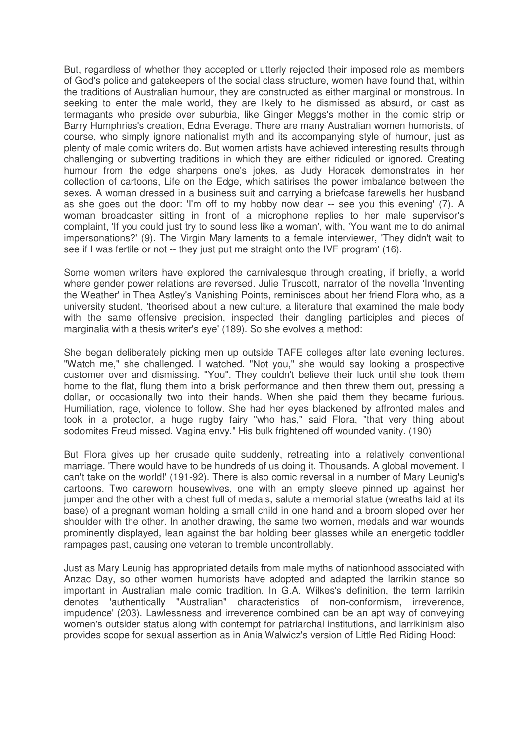But, regardless of whether they accepted or utterly rejected their imposed role as members of God's police and gatekeepers of the social class structure, women have found that, within the traditions of Australian humour, they are constructed as either marginal or monstrous. In seeking to enter the male world, they are likely to he dismissed as absurd, or cast as termagants who preside over suburbia, like Ginger Meggs's mother in the comic strip or Barry Humphries's creation, Edna Everage. There are many Australian women humorists, of course, who simply ignore nationalist myth and its accompanying style of humour, just as plenty of male comic writers do. But women artists have achieved interesting results through challenging or subverting traditions in which they are either ridiculed or ignored. Creating humour from the edge sharpens one's jokes, as Judy Horacek demonstrates in her collection of cartoons, Life on the Edge, which satirises the power imbalance between the sexes. A woman dressed in a business suit and carrying a briefcase farewells her husband as she goes out the door: 'I'm off to my hobby now dear -- see you this evening' (7). A woman broadcaster sitting in front of a microphone replies to her male supervisor's complaint, 'If you could just try to sound less like a woman', with, 'You want me to do animal impersonations?' (9). The Virgin Mary laments to a female interviewer, 'They didn't wait to see if I was fertile or not -- they just put me straight onto the IVF program' (16).

Some women writers have explored the carnivalesque through creating, if briefly, a world where gender power relations are reversed. Julie Truscott, narrator of the novella 'Inventing the Weather' in Thea Astley's Vanishing Points, reminisces about her friend Flora who, as a university student, 'theorised about a new culture, a literature that examined the male body with the same offensive precision, inspected their dangling participles and pieces of marginalia with a thesis writer's eye' (189). So she evolves a method:

She began deliberately picking men up outside TAFE colleges after late evening lectures. "Watch me," she challenged. I watched. "Not you," she would say looking a prospective customer over and dismissing. "You". They couldn't believe their luck until she took them home to the flat, flung them into a brisk performance and then threw them out, pressing a dollar, or occasionally two into their hands. When she paid them they became furious. Humiliation, rage, violence to follow. She had her eyes blackened by affronted males and took in a protector, a huge rugby fairy "who has," said Flora, "that very thing about sodomites Freud missed. Vagina envy." His bulk frightened off wounded vanity. (190)

But Flora gives up her crusade quite suddenly, retreating into a relatively conventional marriage. 'There would have to be hundreds of us doing it. Thousands. A global movement. I can't take on the world!' (191-92). There is also comic reversal in a number of Mary Leunig's cartoons. Two careworn housewives, one with an empty sleeve pinned up against her jumper and the other with a chest full of medals, salute a memorial statue (wreaths laid at its base) of a pregnant woman holding a small child in one hand and a broom sloped over her shoulder with the other. In another drawing, the same two women, medals and war wounds prominently displayed, lean against the bar holding beer glasses while an energetic toddler rampages past, causing one veteran to tremble uncontrollably.

Just as Mary Leunig has appropriated details from male myths of nationhood associated with Anzac Day, so other women humorists have adopted and adapted the larrikin stance so important in Australian male comic tradition. In G.A. Wilkes's definition, the term larrikin denotes 'authentically "Australian" characteristics of non-conformism, irreverence, impudence' (203). Lawlessness and irreverence combined can be an apt way of conveying women's outsider status along with contempt for patriarchal institutions, and larrikinism also provides scope for sexual assertion as in Ania Walwicz's version of Little Red Riding Hood: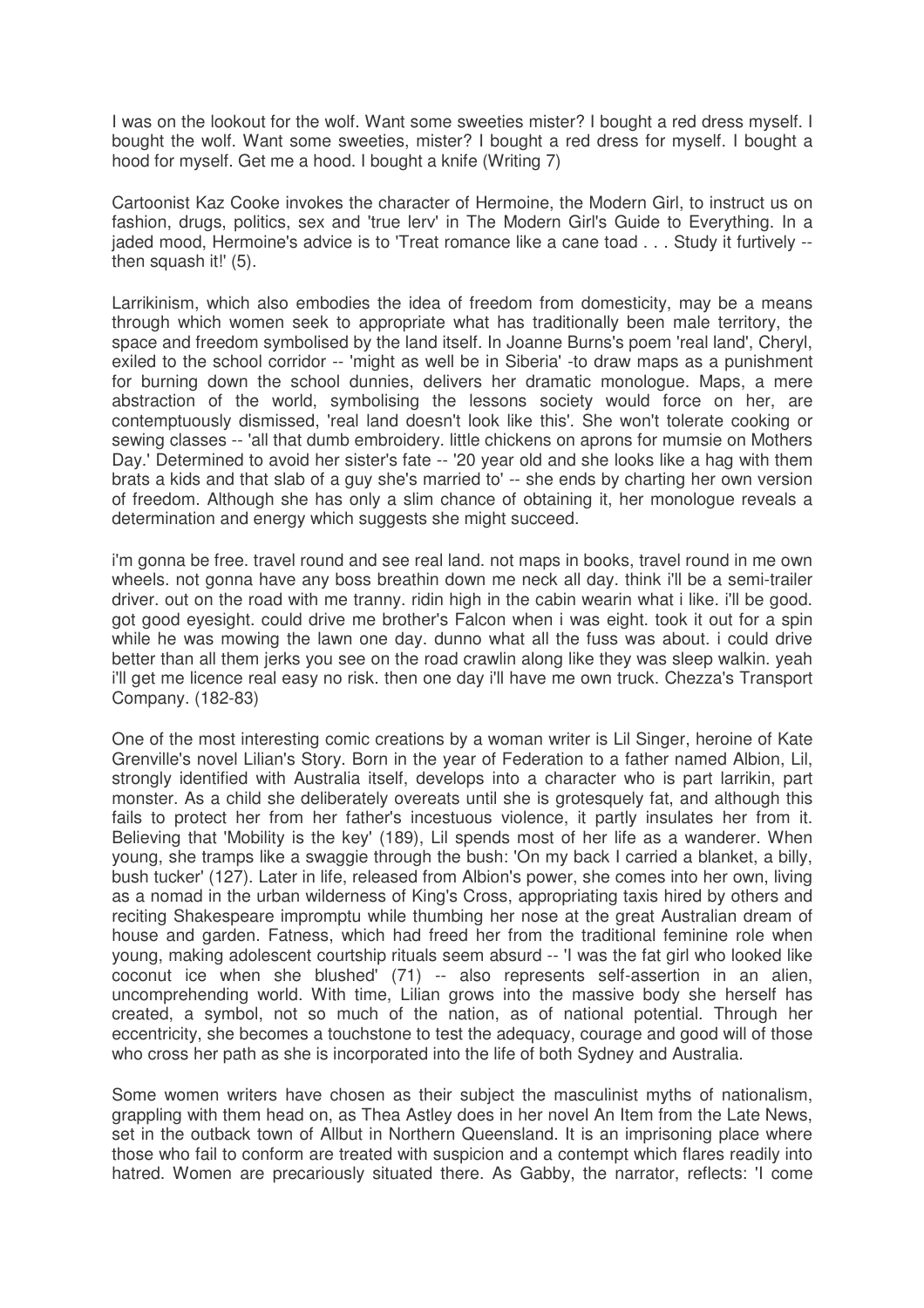I was on the lookout for the wolf. Want some sweeties mister? I bought a red dress myself. I bought the wolf. Want some sweeties, mister? I bought a red dress for myself. I bought a hood for myself. Get me a hood. I bought a knife (Writing 7)

Cartoonist Kaz Cooke invokes the character of Hermoine, the Modern Girl, to instruct us on fashion, drugs, politics, sex and 'true lerv' in The Modern Girl's Guide to Everything. In a jaded mood, Hermoine's advice is to 'Treat romance like a cane toad . . . Study it furtively -- then squash it!' (5).

Larrikinism, which also embodies the idea of freedom from domesticity, may be a means through which women seek to appropriate what has traditionally been male territory, the space and freedom symbolised by the land itself. In Joanne Burns's poem 'real land', Cheryl, exiled to the school corridor -- 'might as well be in Siberia' -to draw maps as a punishment for burning down the school dunnies, delivers her dramatic monologue. Maps, a mere abstraction of the world, symbolising the lessons society would force on her, are contemptuously dismissed, 'real land doesn't look like this'. She won't tolerate cooking or sewing classes -- 'all that dumb embroidery. little chickens on aprons for mumsie on Mothers Day.' Determined to avoid her sister's fate -- '20 year old and she looks like a hag with them brats a kids and that slab of a guy she's married to' -- she ends by charting her own version of freedom. Although she has only a slim chance of obtaining it, her monologue reveals a determination and energy which suggests she might succeed.

i'm gonna be free. travel round and see real land. not maps in books, travel round in me own wheels. not gonna have any boss breathin down me neck all day. think i'll be a semi-trailer driver. out on the road with me tranny. ridin high in the cabin wearin what i like. i'll be good. got good eyesight. could drive me brother's Falcon when i was eight. took it out for a spin while he was mowing the lawn one day. dunno what all the fuss was about. i could drive better than all them jerks you see on the road crawlin along like they was sleep walkin. yeah i'll get me licence real easy no risk. then one day i'll have me own truck. Chezza's Transport Company. (182-83)

One of the most interesting comic creations by a woman writer is Lil Singer, heroine of Kate Grenville's novel Lilian's Story. Born in the year of Federation to a father named Albion, Lil, strongly identified with Australia itself, develops into a character who is part larrikin, part monster. As a child she deliberately overeats until she is grotesquely fat, and although this fails to protect her from her father's incestuous violence, it partly insulates her from it. Believing that 'Mobility is the key' (189), Lil spends most of her life as a wanderer. When young, she tramps like a swaggie through the bush: 'On my back I carried a blanket, a billy, bush tucker' (127). Later in life, released from Albion's power, she comes into her own, living as a nomad in the urban wilderness of King's Cross, appropriating taxis hired by others and reciting Shakespeare impromptu while thumbing her nose at the great Australian dream of house and garden. Fatness, which had freed her from the traditional feminine role when young, making adolescent courtship rituals seem absurd -- 'I was the fat girl who looked like coconut ice when she blushed' (71) -- also represents self-assertion in an alien, uncomprehending world. With time, Lilian grows into the massive body she herself has created, a symbol, not so much of the nation, as of national potential. Through her eccentricity, she becomes a touchstone to test the adequacy, courage and good will of those who cross her path as she is incorporated into the life of both Sydney and Australia.

Some women writers have chosen as their subject the masculinist myths of nationalism, grappling with them head on, as Thea Astley does in her novel An Item from the Late News, set in the outback town of Allbut in Northern Queensland. It is an imprisoning place where those who fail to conform are treated with suspicion and a contempt which flares readily into hatred. Women are precariously situated there. As Gabby, the narrator, reflects: 'I come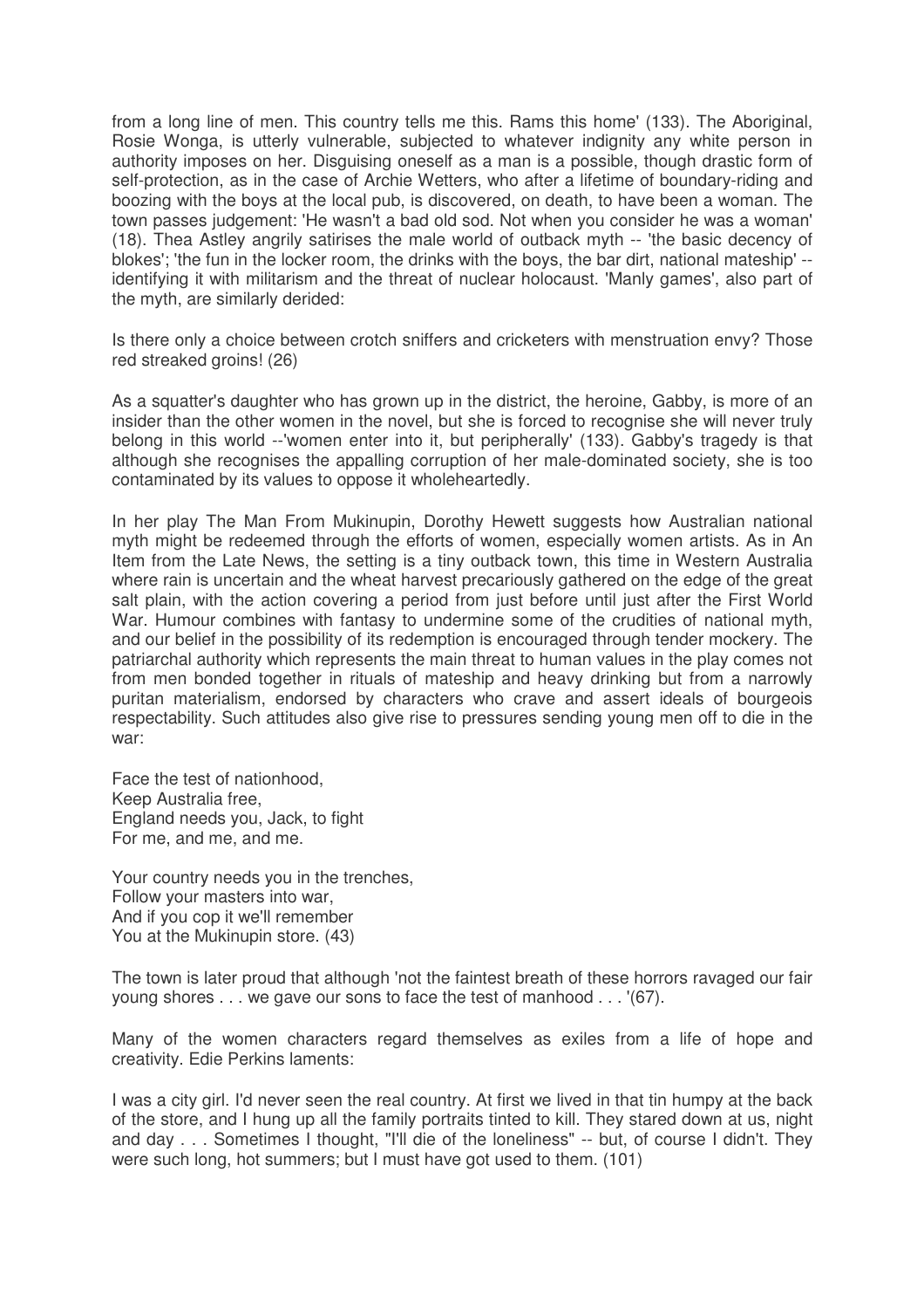from a long line of men. This country tells me this. Rams this home' (133). The Aboriginal, Rosie Wonga, is utterly vulnerable, subjected to whatever indignity any white person in authority imposes on her. Disguising oneself as a man is a possible, though drastic form of self-protection, as in the case of Archie Wetters, who after a lifetime of boundary-riding and boozing with the boys at the local pub, is discovered, on death, to have been a woman. The town passes judgement: 'He wasn't a bad old sod. Not when you consider he was a woman' (18). Thea Astley angrily satirises the male world of outback myth -- 'the basic decency of blokes'; 'the fun in the locker room, the drinks with the boys, the bar dirt, national mateship' -- identifying it with militarism and the threat of nuclear holocaust. 'Manly games', also part of the myth, are similarly derided:

Is there only a choice between crotch sniffers and cricketers with menstruation envy? Those red streaked groins! (26)

As a squatter's daughter who has grown up in the district, the heroine, Gabby, is more of an insider than the other women in the novel, but she is forced to recognise she will never truly belong in this world --'women enter into it, but peripherally' (133). Gabby's tragedy is that although she recognises the appalling corruption of her male-dominated society, she is too contaminated by its values to oppose it wholeheartedly.

In her play The Man From Mukinupin, Dorothy Hewett suggests how Australian national myth might be redeemed through the efforts of women, especially women artists. As in An Item from the Late News, the setting is a tiny outback town, this time in Western Australia where rain is uncertain and the wheat harvest precariously gathered on the edge of the great salt plain, with the action covering a period from just before until just after the First World War. Humour combines with fantasy to undermine some of the crudities of national myth, and our belief in the possibility of its redemption is encouraged through tender mockery. The patriarchal authority which represents the main threat to human values in the play comes not from men bonded together in rituals of mateship and heavy drinking but from a narrowly puritan materialism, endorsed by characters who crave and assert ideals of bourgeois respectability. Such attitudes also give rise to pressures sending young men off to die in the war:

Face the test of nationhood,
Keep Australia free,
England needs you, Jack, to fight
For me, and me, and me.

Your country needs you in the trenches,
Follow your masters into war,
And if you cop it we'll remember
You at the Mukinupin store. (43)

The town is later proud that although 'not the faintest breath of these horrors ravaged our fair young shores . . . we gave our sons to face the test of manhood . . . '(67).

Many of the women characters regard themselves as exiles from a life of hope and creativity. Edie Perkins laments:

I was a city girl. I'd never seen the real country. At first we lived in that tin humpy at the back of the store, and I hung up all the family portraits tinted to kill. They stared down at us, night and day . . . Sometimes I thought, "I'll die of the loneliness" -- but, of course I didn't. They were such long, hot summers; but I must have got used to them. (101)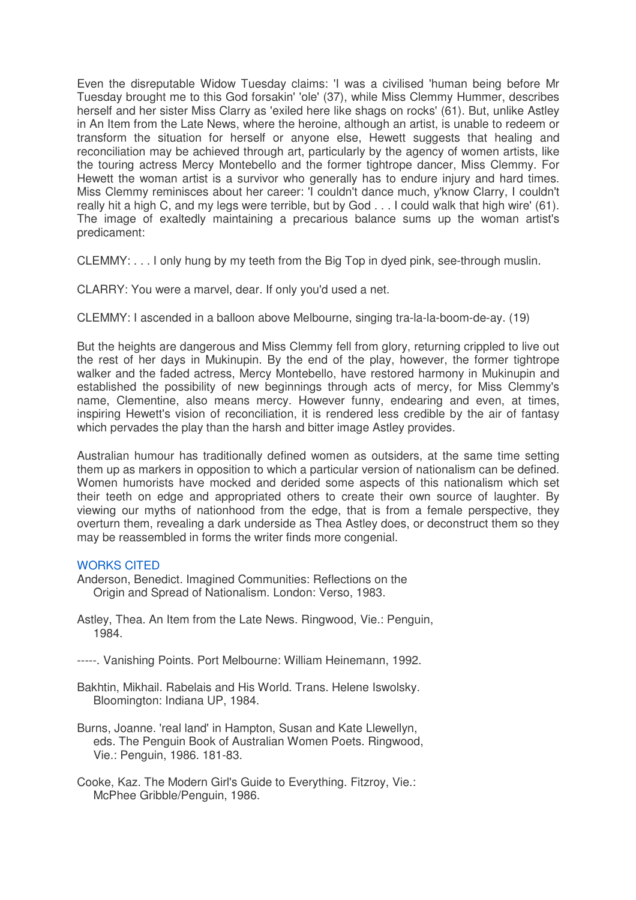Even the disreputable Widow Tuesday claims: 'I was a civilised 'human being before Mr Tuesday brought me to this God forsakin' 'ole' (37), while Miss Clemmy Hummer, describes herself and her sister Miss Clarry as 'exiled here like shags on rocks' (61). But, unlike Astley in An Item from the Late News, where the heroine, although an artist, is unable to redeem or transform the situation for herself or anyone else, Hewett suggests that healing and reconciliation may be achieved through art, particularly by the agency of women artists, like the touring actress Mercy Montebello and the former tightrope dancer, Miss Clemmy. For Hewett the woman artist is a survivor who generally has to endure injury and hard times. Miss Clemmy reminisces about her career: 'I couldn't dance much, y'know Clarry, I couldn't really hit a high C, and my legs were terrible, but by God . . . I could walk that high wire' (61). The image of exaltedly maintaining a precarious balance sums up the woman artist's predicament:

CLEMMY: . . . I only hung by my teeth from the Big Top in dyed pink, see-through muslin.

CLARRY: You were a marvel, dear. If only you'd used a net.

CLEMMY: I ascended in a balloon above Melbourne, singing tra-la-la-boom-de-ay. (19)

But the heights are dangerous and Miss Clemmy fell from glory, returning crippled to live out the rest of her days in Mukinupin. By the end of the play, however, the former tightrope walker and the faded actress, Mercy Montebello, have restored harmony in Mukinupin and established the possibility of new beginnings through acts of mercy, for Miss Clemmy's name, Clementine, also means mercy. However funny, endearing and even, at times, inspiring Hewett's vision of reconciliation, it is rendered less credible by the air of fantasy which pervades the play than the harsh and bitter image Astley provides.

Australian humour has traditionally defined women as outsiders, at the same time setting them up as markers in opposition to which a particular version of nationalism can be defined. Women humorists have mocked and derided some aspects of this nationalism which set their teeth on edge and appropriated others to create their own source of laughter. By viewing our myths of nationhood from the edge, that is from a female perspective, they overturn them, revealing a dark underside as Thea Astley does, or deconstruct them so they may be reassembled in forms the writer finds more congenial.

## WORKS CITED

Anderson, Benedict. Imagined Communities: Reflections on the Origin and Spread of Nationalism. London: Verso, 1983.

Astley, Thea. An Item from the Late News. Ringwood, Vie.: Penguin, 1984.

-----. Vanishing Points. Port Melbourne: William Heinemann, 1992.

Bakhtin, Mikhail. Rabelais and His World. Trans. Helene Iswolsky. Bloomington: Indiana UP, 1984.

Burns, Joanne. 'real land' in Hampton, Susan and Kate Llewellyn, eds. The Penguin Book of Australian Women Poets. Ringwood, Vie.: Penguin, 1986. 181-83.

Cooke, Kaz. The Modern Girl's Guide to Everything. Fitzroy, Vie.: McPhee Gribble/Penguin, 1986.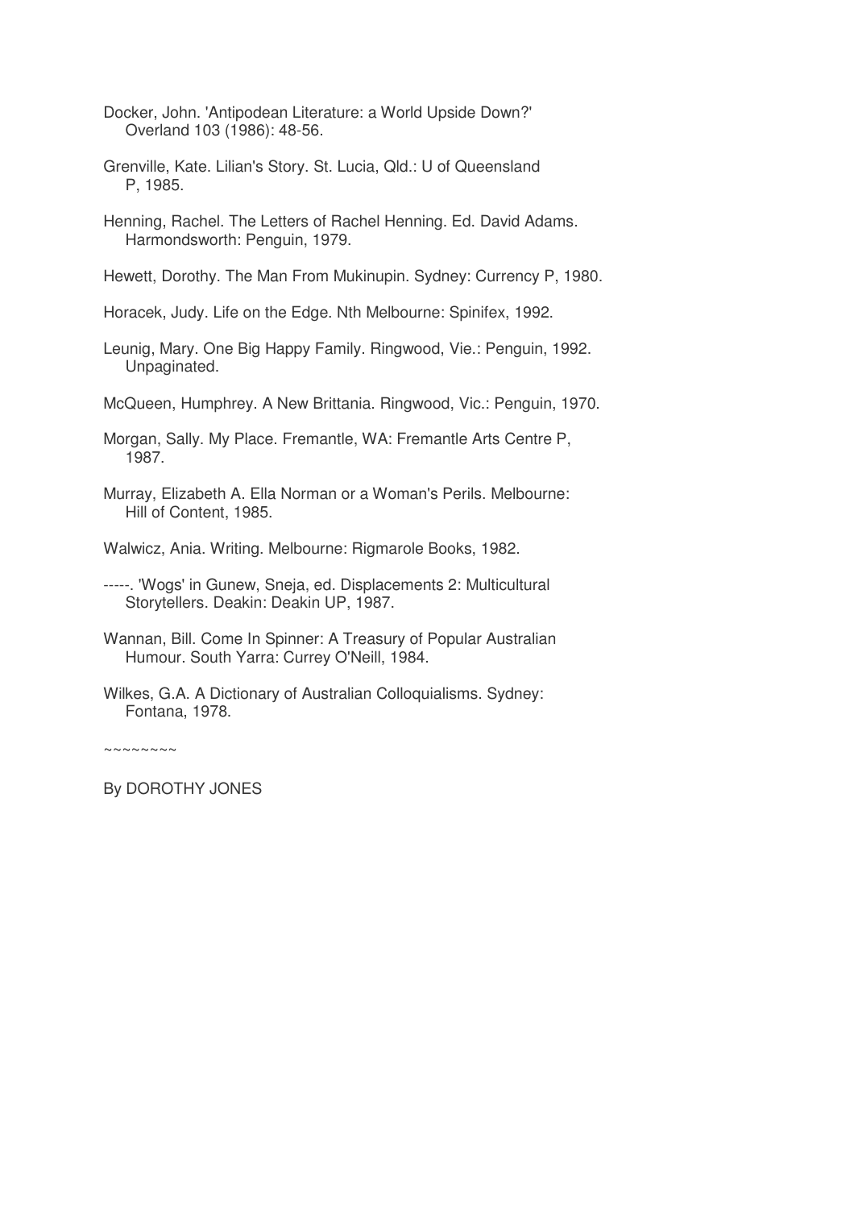Docker, John. 'Antipodean Literature: a World Upside Down?' Overland 103 (1986): 48-56.

Grenville, Kate. Lilian's Story. St. Lucia, Qld.: U of Queensland P, 1985.

Henning, Rachel. The Letters of Rachel Henning. Ed. David Adams. Harmondsworth: Penguin, 1979.

Hewett, Dorothy. The Man From Mukinupin. Sydney: Currency P, 1980.

Horacek, Judy. Life on the Edge. Nth Melbourne: Spinifex, 1992.

Leunig, Mary. One Big Happy Family. Ringwood, Vie.: Penguin, 1992. Unpaginated.

McQueen, Humphrey. A New Brittania. Ringwood, Vic.: Penguin, 1970.

Morgan, Sally. My Place. Fremantle, WA: Fremantle Arts Centre P, 1987.

Murray, Elizabeth A. Ella Norman or a Woman's Perils. Melbourne: Hill of Content, 1985.

Walwicz, Ania. Writing. Melbourne: Rigmarole Books, 1982.

-----. 'Wogs' in Gunew, Sneja, ed. Displacements 2: Multicultural Storytellers. Deakin: Deakin UP, 1987.

Wannan, Bill. Come In Spinner: A Treasury of Popular Australian Humour. South Yarra: Currey O'Neill, 1984.

Wilkes, G.A. A Dictionary of Australian Colloquialisms. Sydney: Fontana, 1978.

~~~~~~~~

By DOROTHY JONES